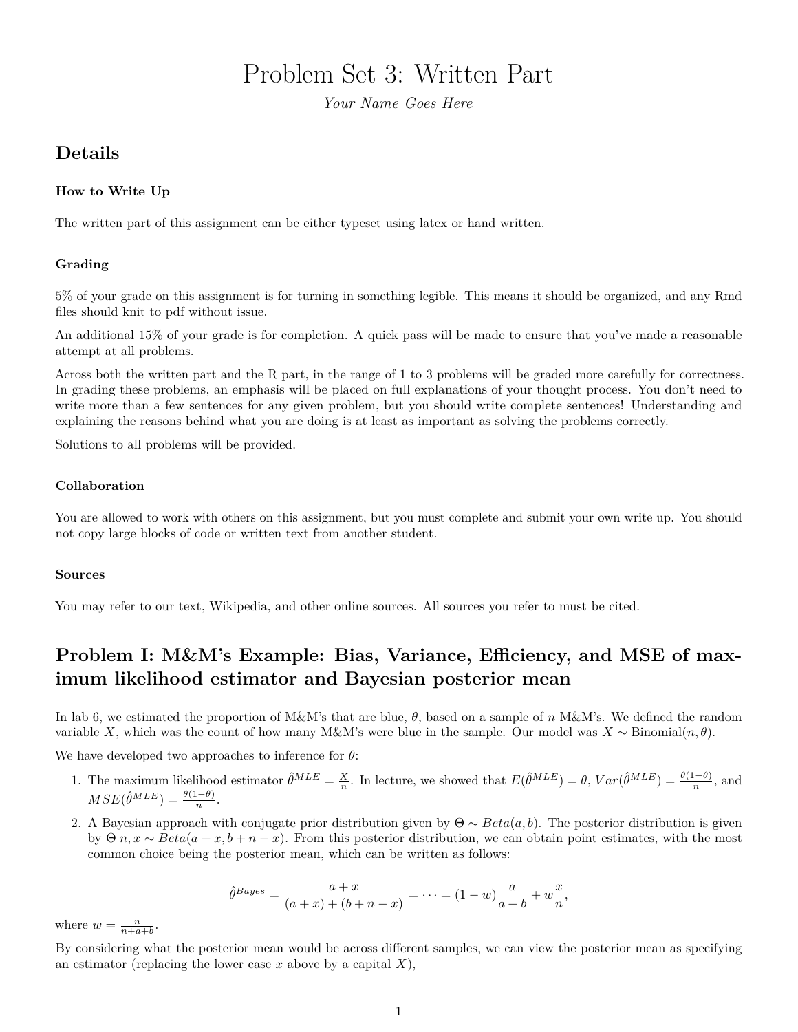# Problem Set 3: Written Part

*Your Name Goes Here*

## Details

### How to Write Up

The written part of this assignment can be either typeset using latex or hand written.

### Grading

5% of your grade on this assignment is for turning in something legible. This means it should be organized, and any Rmd files should knit to pdf without issue.

An additional 15% of your grade is for completion. A quick pass will be made to ensure that you've made a reasonable attempt at all problems.

Across both the written part and the R part, in the range of 1 to 3 problems will be graded more carefully for correctness. In grading these problems, an emphasis will be placed on full explanations of your thought process. You don't need to write more than a few sentences for any given problem, but you should write complete sentences! Understanding and explaining the reasons behind what you are doing is at least as important as solving the problems correctly.

Solutions to all problems will be provided.

### Collaboration

You are allowed to work with others on this assignment, but you must complete and submit your own write up. You should not copy large blocks of code or written text from another student.

### Sources

You may refer to our text, Wikipedia, and other online sources. All sources you refer to must be cited.

## Problem I: M&M's Example: Bias, Variance, Efficiency, and MSE of maximum likelihood estimator and Bayesian posterior mean

In lab 6, we estimated the proportion of M&M's that are blue, $\theta$, based on a sample of $n$ M&M's. We defined the random variable $X$, which was the count of how many M&M's were blue in the sample. Our model was $X \sim \text{Binomial}(n, \theta)$.

We have developed two approaches to inference for $\theta$:

1. The maximum likelihood estimator $\hat{\theta}^{MLE} = \frac{X}{n}$. In lecture, we showed that $E(\hat{\theta}^{MLE}) = \theta$, $Var(\hat{\theta}^{MLE}) = \frac{\theta(1-\theta)}{n}$, and $MSE(\hat{\theta}^{MLE}) = \frac{\theta(1-\theta)}{n}$.
2. A Bayesian approach with conjugate prior distribution given by $\Theta \sim Beta(a, b)$. The posterior distribution is given by $\Theta | n, x \sim Beta(a + x, b + n - x)$. From this posterior distribution, we can obtain point estimates, with the most common choice being the posterior mean, which can be written as follows:

$$\hat{\theta}^{Bayes} = \frac{a + x}{(a + x) + (b + n - x)} = \cdots = (1 - w)\frac{a}{a + b} + w\frac{x}{n},$$

where $w = \frac{n}{n+a+b}$.

By considering what the posterior mean would be across different samples, we can view the posterior mean as specifying an estimator (replacing the lower case $x$ above by a capital $X$),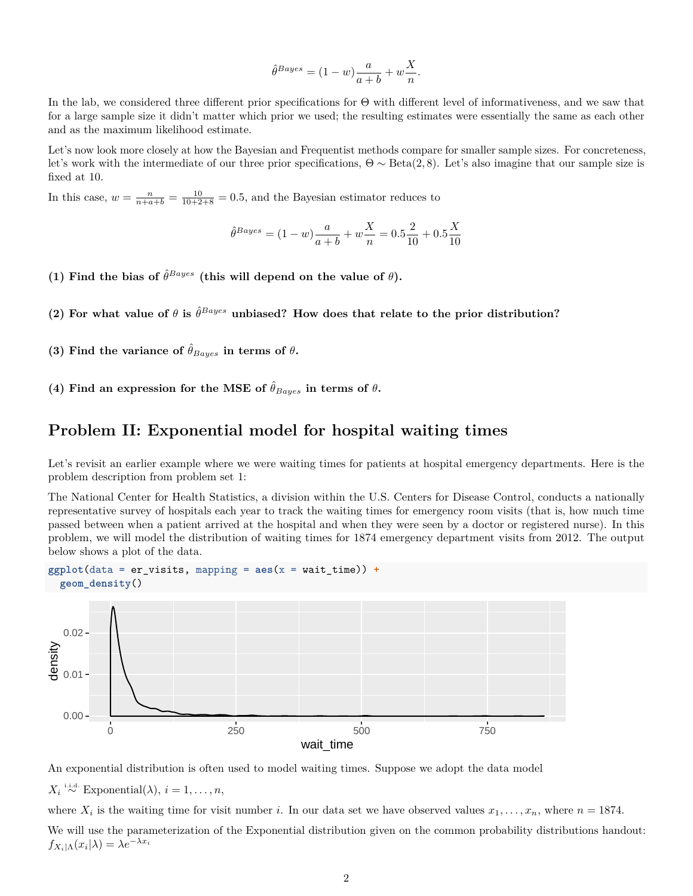$$\hat{\theta}^{Bayes} = (1-w)\frac{a}{a+b} + w\frac{X}{n}.$$

In the lab, we considered three different prior specifications for $\Theta$ with different level of informativeness, and we saw that for a large sample size it didn't matter which prior we used; the resulting estimates were essentially the same as each other and as the maximum likelihood estimate.

Let's now look more closely at how the Bayesian and Frequentist methods compare for smaller sample sizes. For concreteness, let's work with the intermediate of our three prior specifications, $\Theta \sim \text{Beta}(2, 8)$. Let's also imagine that our sample size is fixed at 10.

In this case, $w = \frac{n}{n+a+b} = \frac{10}{10+2+8} = 0.5$, and the Bayesian estimator reduces to

$$\hat{\theta}^{Bayes} = (1-w)\frac{a}{a+b} + w\frac{X}{n} = 0.5\frac{2}{10} + 0.5\frac{X}{10}$$

**(1) Find the bias of $\hat{\theta}^{Bayes}$ (this will depend on the value of $\theta$).**

**(2) For what value of $\theta$ is $\hat{\theta}^{Bayes}$ unbiased? How does that relate to the prior distribution?**

**(3) Find the variance of $\hat{\theta}_{Bayes}$ in terms of $\theta$.**

**(4) Find an expression for the MSE of $\hat{\theta}_{Bayes}$ in terms of $\theta$.**

## Problem II: Exponential model for hospital waiting times

Let's revisit an earlier example where we were waiting times for patients at hospital emergency departments. Here is the problem description from problem set 1:

The National Center for Health Statistics, a division within the U.S. Centers for Disease Control, conducts a nationally representative survey of hospitals each year to track the waiting times for emergency room visits (that is, how much time passed between when a patient arrived at the hospital and when they were seen by a doctor or registered nurse). In this problem, we will model the distribution of waiting times for 1874 emergency department visits from 2012. The output below shows a plot of the data.

```
ggplot(data = er_visits, mapping = aes(x = wait_time)) +
  geom_density()
```

An exponential distribution is often used to model waiting times. Suppose we adopt the data model

$X_i \overset{\text{i.i.d.}}{\sim} \text{Exponential}(\lambda)$, $i = 1, \ldots, n$,

where $X_i$ is the waiting time for visit number $i$. In our data set we have observed values $x_1, \ldots, x_n$, where $n = 1874$.

We will use the parameterization of the Exponential distribution given on the common probability distributions handout: $f_{X_i|\Lambda}(x_i|\lambda) = \lambda e^{-\lambda x_i}$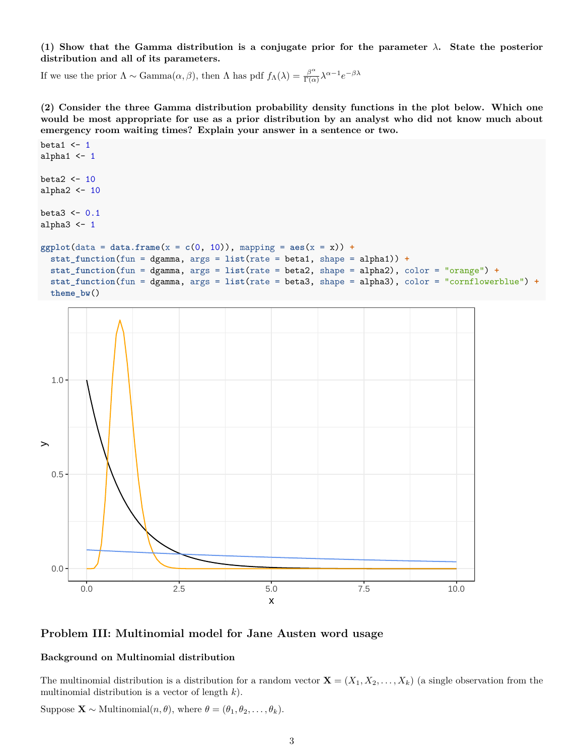**(1) Show that the Gamma distribution is a conjugate prior for the parameter $\lambda$. State the posterior distribution and all of its parameters.**

If we use the prior $\Lambda \sim \text{Gamma}(\alpha, \beta)$, then $\Lambda$ has pdf $f_\Lambda(\lambda) = \frac{\beta^\alpha}{\Gamma(\alpha)} \lambda^{\alpha-1} e^{-\beta\lambda}$

**(2) Consider the three Gamma distribution probability density functions in the plot below. Which one would be most appropriate for use as a prior distribution by an analyst who did not know much about emergency room waiting times? Explain your answer in a sentence or two.**

```
beta1 <- 1
alpha1 <- 1

beta2 <- 10
alpha2 <- 10

beta3 <- 0.1
alpha3 <- 1

ggplot(data = data.frame(x = c(0, 10)), mapping = aes(x = x)) +
  stat_function(fun = dgamma, args = list(rate = beta1, shape = alpha1)) +
  stat_function(fun = dgamma, args = list(rate = beta2, shape = alpha2), color = "orange") +
  stat_function(fun = dgamma, args = list(rate = beta3, shape = alpha3), color = "cornflowerblue") +
  theme_bw()
```

## Problem III: Multinomial model for Jane Austen word usage

### Background on Multinomial distribution

The multinomial distribution is a distribution for a random vector $\mathbf{X} = (X_1, X_2, \ldots, X_k)$ (a single observation from the multinomial distribution is a vector of length $k$).

Suppose $\mathbf{X} \sim \text{Multinomial}(n, \theta)$, where $\theta = (\theta_1, \theta_2, \ldots, \theta_k)$.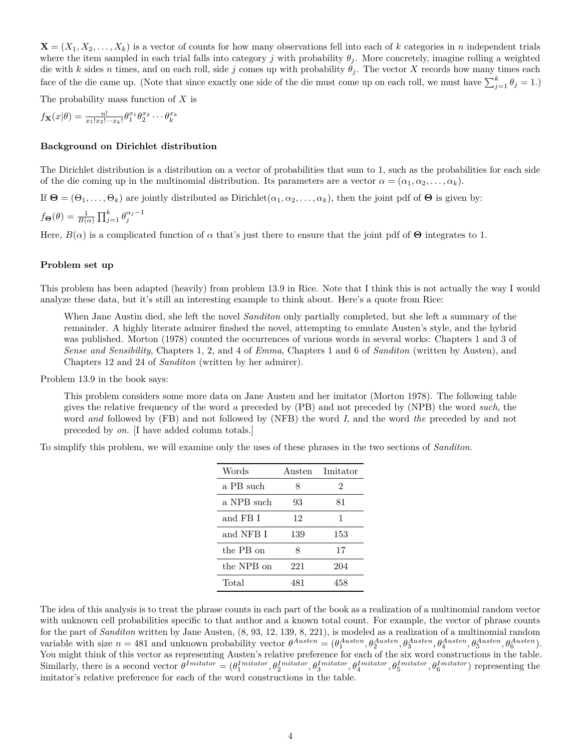$\mathbf{X} = (X_1, X_2, \ldots, X_k)$ is a vector of counts for how many observations fell into each of $k$ categories in $n$ independent trials where the item sampled in each trial falls into category $j$ with probability $\theta_j$. More concretely, imagine rolling a weighted die with $k$ sides $n$ times, and on each roll, side $j$ comes up with probability $\theta_j$. The vector $X$ records how many times each face of the die came up. (Note that since exactly one side of the die must come up on each roll, we must have $\sum_{j=1}^{k} \theta_j = 1$.)

The probability mass function of $X$ is

$f_{\mathbf{X}}(x|\theta) = \frac{n!}{x_1! x_2! \cdots x_k!} \theta_1^{x_1} \theta_2^{x_2} \cdots \theta_k^{x_k}$

#### Background on Dirichlet distribution

The Dirichlet distribution is a distribution on a vector of probabilities that sum to 1, such as the probabilities for each side of the die coming up in the multinomial distribution. Its parameters are a vector $\alpha = (\alpha_1, \alpha_2, \ldots, \alpha_k)$.

If $\mathbf{\Theta} = (\Theta_1, \ldots, \Theta_k)$ are jointly distributed as Dirichlet$(\alpha_1, \alpha_2, \ldots, \alpha_k)$, then the joint pdf of $\mathbf{\Theta}$ is given by:

$f_{\mathbf{\Theta}}(\theta) = \frac{1}{B(\alpha)} \prod_{j=1}^{k} \theta_j^{\alpha_j - 1}$

Here, $B(\alpha)$ is a complicated function of $\alpha$ that's just there to ensure that the joint pdf of $\mathbf{\Theta}$ integrates to 1.

#### Problem set up

This problem has been adapted (heavily) from problem 13.9 in Rice. Note that I think this is not actually the way I would analyze these data, but it's still an interesting example to think about. Here's a quote from Rice:

> When Jane Austin died, she left the novel *Sanditon* only partially completed, but she left a summary of the remainder. A highly literate admirer finshed the novel, attempting to emulate Austen's style, and the hybrid was published. Morton (1978) counted the occurrences of various words in several works: Chapters 1 and 3 of *Sense and Sensibility*, Chapters 1, 2, and 4 of *Emma*, Chapters 1 and 6 of *Sanditon* (written by Austen), and Chapters 12 and 24 of *Sanditon* (written by her admirer).

Problem 13.9 in the book says:

> This problem considers some more data on Jane Austen and her imitator (Morton 1978). The following table gives the relative frequency of the word *a* preceded by (PB) and not preceded by (NPB) the word *such*, the word *and* followed by (FB) and not followed by (NFB) the word *I*, and the word *the* preceded by and not preceded by *on*. [I have added column totals.]

To simplify this problem, we will examine only the uses of these phrases in the two sections of *Sanditon*.

| Words | Austen | Imitator |
|---|---|---|
| a PB such | 8 | 2 |
| a NPB such | 93 | 81 |
| and FB I | 12 | 1 |
| and NFB I | 139 | 153 |
| the PB on | 8 | 17 |
| the NPB on | 221 | 204 |
| Total | 481 | 458 |

The idea of this analysis is to treat the phrase counts in each part of the book as a realization of a multinomial random vector with unknown cell probabilities specific to that author and a known total count. For example, the vector of phrase counts for the part of *Sanditon* written by Jane Austen, (8, 93, 12, 139, 8, 221), is modeled as a realization of a multinomial random variable with size $n = 481$ and unknown probability vector $\theta^{Austen} = (\theta_1^{Austen}, \theta_2^{Austen}, \theta_3^{Austen}, \theta_4^{Austen}, \theta_5^{Austen}, \theta_6^{Austen})$. You might think of this vector as representing Austen's relative preference for each of the six word constructions in the table. Similarly, there is a second vector $\theta^{Imitator} = (\theta_1^{Imitator}, \theta_2^{Imitator}, \theta_3^{Imitator}, \theta_4^{Imitator}, \theta_5^{Imitator}, \theta_6^{Imitator})$ representing the imitator's relative preference for each of the word constructions in the table.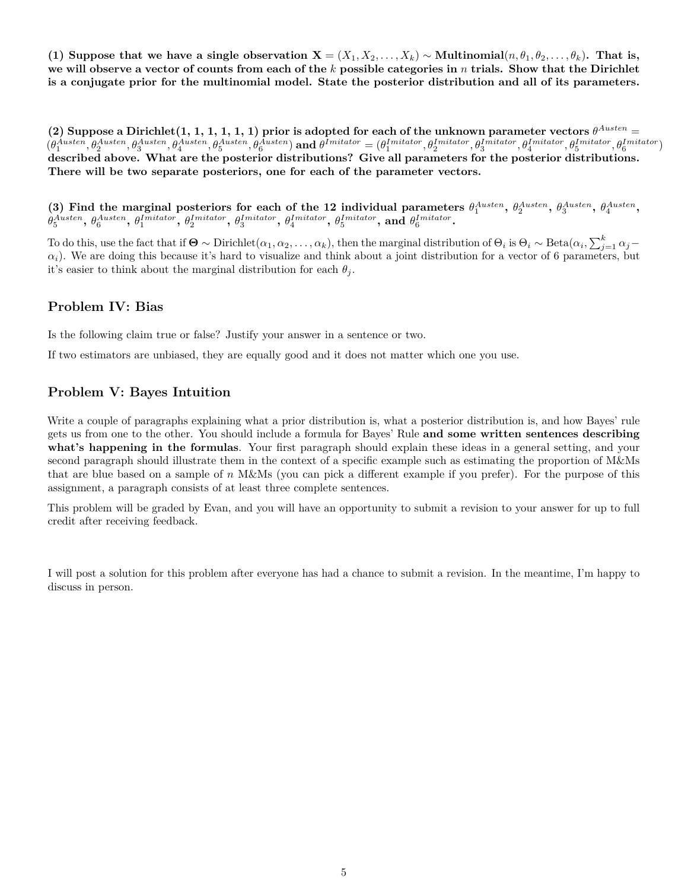**(1) Suppose that we have a single observation $\mathbf{X} = (X_1, X_2, \dots, X_k) \sim$ Multinomial$(n, \theta_1, \theta_2, \dots, \theta_k)$. That is, we will observe a vector of counts from each of the $k$ possible categories in $n$ trials. Show that the Dirichlet is a conjugate prior for the multinomial model. State the posterior distribution and all of its parameters.**

**(2) Suppose a Dirichlet(1, 1, 1, 1, 1, 1) prior is adopted for each of the unknown parameter vectors $\theta^{Austen} = (\theta_1^{Austen}, \theta_2^{Austen}, \theta_3^{Austen}, \theta_4^{Austen}, \theta_5^{Austen}, \theta_6^{Austen})$ and $\theta^{Imitator} = (\theta_1^{Imitator}, \theta_2^{Imitator}, \theta_3^{Imitator}, \theta_4^{Imitator}, \theta_5^{Imitator}, \theta_6^{Imitator})$ described above. What are the posterior distributions? Give all parameters for the posterior distributions. There will be two separate posteriors, one for each of the parameter vectors.**

**(3) Find the marginal posteriors for each of the 12 individual parameters $\theta_1^{Austen}$, $\theta_2^{Austen}$, $\theta_3^{Austen}$, $\theta_4^{Austen}$, $\theta_5^{Austen}$, $\theta_6^{Austen}$, $\theta_1^{Imitator}$, $\theta_2^{Imitator}$, $\theta_3^{Imitator}$, $\theta_4^{Imitator}$, $\theta_5^{Imitator}$, and $\theta_6^{Imitator}$.**

To do this, use the fact that if $\mathbf{\Theta} \sim$ Dirichlet$(\alpha_1, \alpha_2, \dots, \alpha_k)$, then the marginal distribution of $\Theta_i$ is $\Theta_i \sim$ Beta$(\alpha_i, \sum_{j=1}^{k} \alpha_j - \alpha_i)$. We are doing this because it's hard to visualize and think about a joint distribution for a vector of 6 parameters, but it's easier to think about the marginal distribution for each $\theta_j$.

## Problem IV: Bias

Is the following claim true or false? Justify your answer in a sentence or two.

If two estimators are unbiased, they are equally good and it does not matter which one you use.

## Problem V: Bayes Intuition

Write a couple of paragraphs explaining what a prior distribution is, what a posterior distribution is, and how Bayes' rule gets us from one to the other. You should include a formula for Bayes' Rule **and some written sentences describing what's happening in the formulas**. Your first paragraph should explain these ideas in a general setting, and your second paragraph should illustrate them in the context of a specific example such as estimating the proportion of M&Ms that are blue based on a sample of $n$ M&Ms (you can pick a different example if you prefer). For the purpose of this assignment, a paragraph consists of at least three complete sentences.

This problem will be graded by Evan, and you will have an opportunity to submit a revision to your answer for up to full credit after receiving feedback.

I will post a solution for this problem after everyone has had a chance to submit a revision. In the meantime, I'm happy to discuss in person.